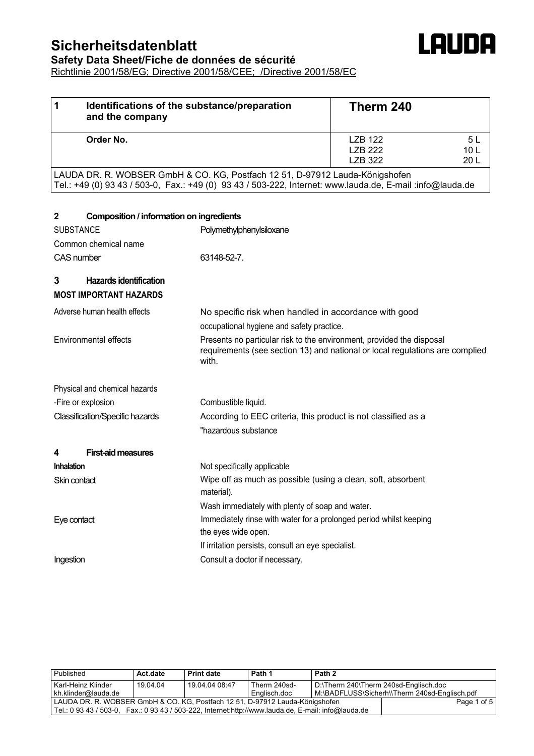# Sicherheitsdatenblatt

**Safety Data Sheet/Fiche de données de sécurité**

Richtlinie 2001/58/EG; Directive 2001/58/CEE; /Directive 2001/58/EC

| 1 | Identifications of the substance/preparation and the company | Therm 240 | |
|---|---|---|---|
| | **Order No.** | LZB 122 | 5 L |
| | | LZB 222 | 10 L |
| | | LZB 322 | 20 L |

LAUDA DR. R. WOBSER GmbH & CO. KG, Postfach 12 51, D-97912 Lauda-Königshofen
Tel.: +49 (0) 93 43 / 503-0, Fax.: +49 (0) 93 43 / 503-222, Internet: www.lauda.de, E-mail :info@lauda.de

## 2 Composition / information on ingredients

| | |
|---|---|
| SUBSTANCE | Polymethylphenylsiloxane |
| Common chemical name | |
| CAS number | 63148-52-7. |

## 3 Hazards identification

**MOST IMPORTANT HAZARDS**

| | |
|---|---|
| Adverse human health effects | No specific risk when handled in accordance with good occupational hygiene and safety practice. |
| Environmental effects | Presents no particular risk to the environment, provided the disposal requirements (see section 13) and national or local regulations are complied with. |
| Physical and chemical hazards | |
| -Fire or explosion | Combustible liquid. |
| Classification/Specific hazards | According to EEC criteria, this product is not classified as a "hazardous substance |

## 4 First-aid measures

| | |
|---|---|
| **Inhalation** | Not specifically applicable |
| Skin contact | Wipe off as much as possible (using a clean, soft, absorbent material). Wash immediately with plenty of soap and water. |
| Eye contact | Immediately rinse with water for a prolonged period whilst keeping the eyes wide open. If irritation persists, consult an eye specialist. |
| Ingestion | Consult a doctor if necessary. |

| Published | Act.date | Print date | Path 1 | Path 2 |
|---|---|---|---|---|
| Karl-Heinz Klinder kh.klinder@lauda.de | 19.04.04 | 19.04.04 08:47 | Therm 240sd-Englisch.doc | D:\Therm 240\Therm 240sd-Englisch.doc M:\BADFLUSS\Sicherh\\Therm 240sd-Englisch.pdf |

LAUDA DR. R. WOBSER GmbH & CO. KG, Postfach 12 51, D-97912 Lauda-Königshofen
Tel.: 0 93 43 / 503-0, Fax.: 0 93 43 / 503-222, Internet:http://www.lauda.de, E-mail: info@lauda.de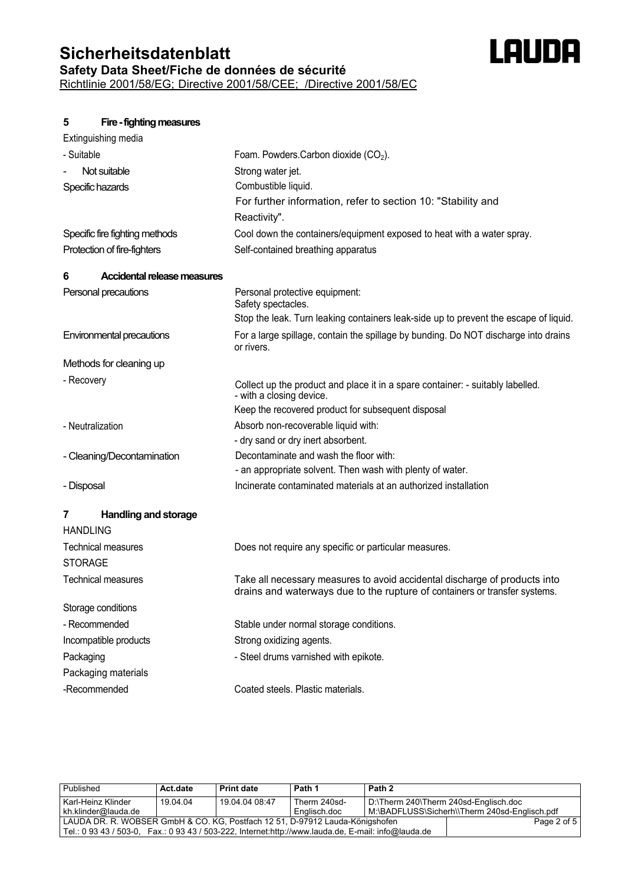## 5 Fire - fighting measures

| | |
|---|---|
| Extinguishing media | |
| - Suitable | Foam. Powders.Carbon dioxide ($CO_2$). |
| - Not suitable | Strong water jet. |
| Specific hazards | Combustible liquid.<br>For further information, refer to section 10: "Stability and Reactivity". |
| Specific fire fighting methods | Cool down the containers/equipment exposed to heat with a water spray. |
| Protection of fire-fighters | Self-contained breathing apparatus |

## 6 Accidental release measures

| | |
|---|---|
| Personal precautions | Personal protective equipment:<br>Safety spectacles.<br>Stop the leak. Turn leaking containers leak-side up to prevent the escape of liquid. |
| Environmental precautions | For a large spillage, contain the spillage by bunding. Do NOT discharge into drains or rivers. |
| Methods for cleaning up | |
| - Recovery | Collect up the product and place it in a spare container: - suitably labelled.<br>- with a closing device.<br>Keep the recovered product for subsequent disposal |
| - Neutralization | Absorb non-recoverable liquid with:<br>- dry sand or dry inert absorbent. |
| - Cleaning/Decontamination | Decontaminate and wash the floor with:<br>- an appropriate solvent. Then wash with plenty of water. |
| - Disposal | Incinerate contaminated materials at an authorized installation |

## 7 Handling and storage

| | |
|---|---|
| HANDLING | |
| Technical measures | Does not require any specific or particular measures. |
| STORAGE | |
| Technical measures | Take all necessary measures to avoid accidental discharge of products into drains and waterways due to the rupture of containers or transfer systems. |
| Storage conditions | |
| - Recommended | Stable under normal storage conditions. |
| Incompatible products | Strong oxidizing agents. |
| Packaging | - Steel drums varnished with epikote. |
| Packaging materials | |
| -Recommended | Coated steels. Plastic materials. |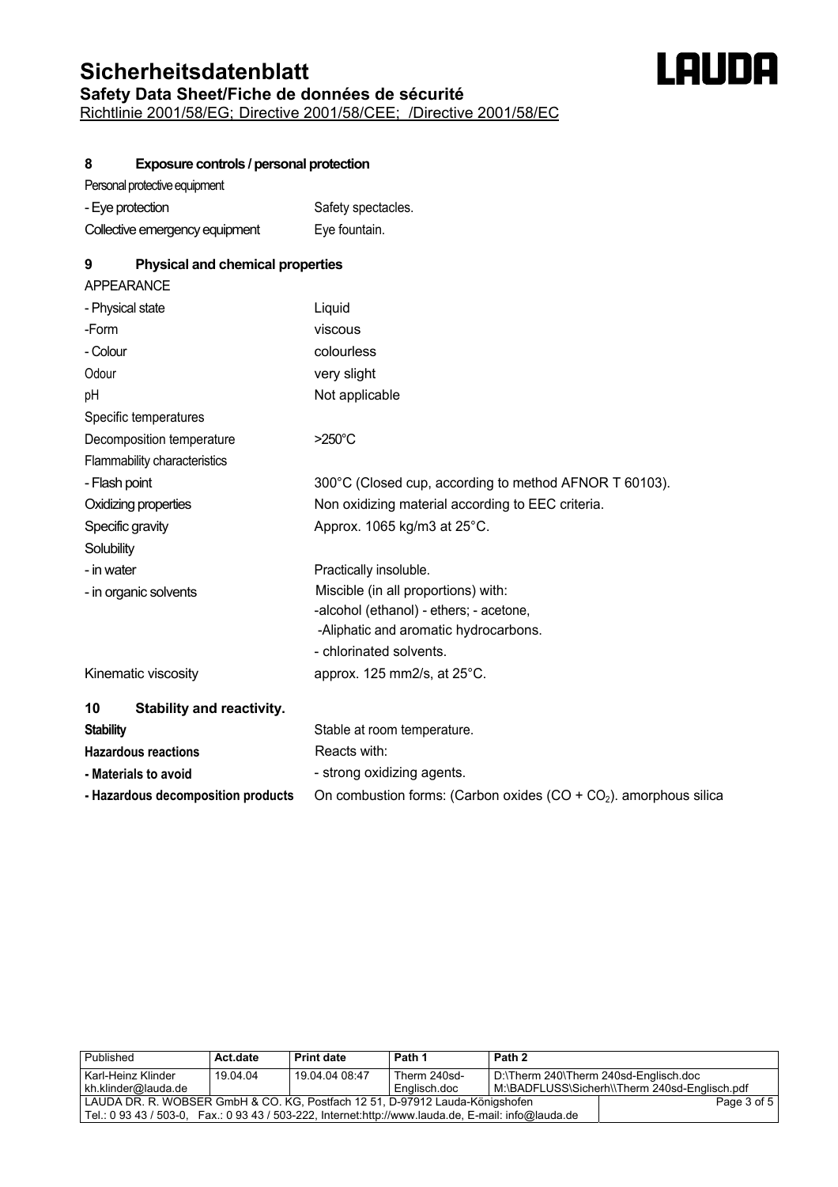## 8 Exposure controls / personal protection

| | |
|---|---|
| Personal protective equipment | |
| - Eye protection | Safety spectacles. |
| Collective emergency equipment | Eye fountain. |

## 9 Physical and chemical properties

| | |
|---|---|
| APPEARANCE | |
| - Physical state | Liquid |
| -Form | viscous |
| - Colour | colourless |
| Odour | very slight |
| pH | Not applicable |
| Specific temperatures | |
| Decomposition temperature | >250°C |
| Flammability characteristics | |
| - Flash point | 300°C (Closed cup, according to method AFNOR T 60103). |
| Oxidizing properties | Non oxidizing material according to EEC criteria. |
| Specific gravity | Approx. 1065 kg/m3 at 25°C. |
| Solubility | |
| - in water | Practically insoluble. |
| - in organic solvents | Miscible (in all proportions) with:<br>-alcohol (ethanol) - ethers; - acetone,<br>-Aliphatic and aromatic hydrocarbons.<br>- chlorinated solvents. |
| Kinematic viscosity | approx. 125 mm2/s, at 25°C. |

## 10 Stability and reactivity.

| | |
|---|---|
| **Stability** | Stable at room temperature. |
| **Hazardous reactions** | Reacts with: |
| **- Materials to avoid** | - strong oxidizing agents. |
| **- Hazardous decomposition products** | On combustion forms: (Carbon oxides ($CO + CO_2$). amorphous silica |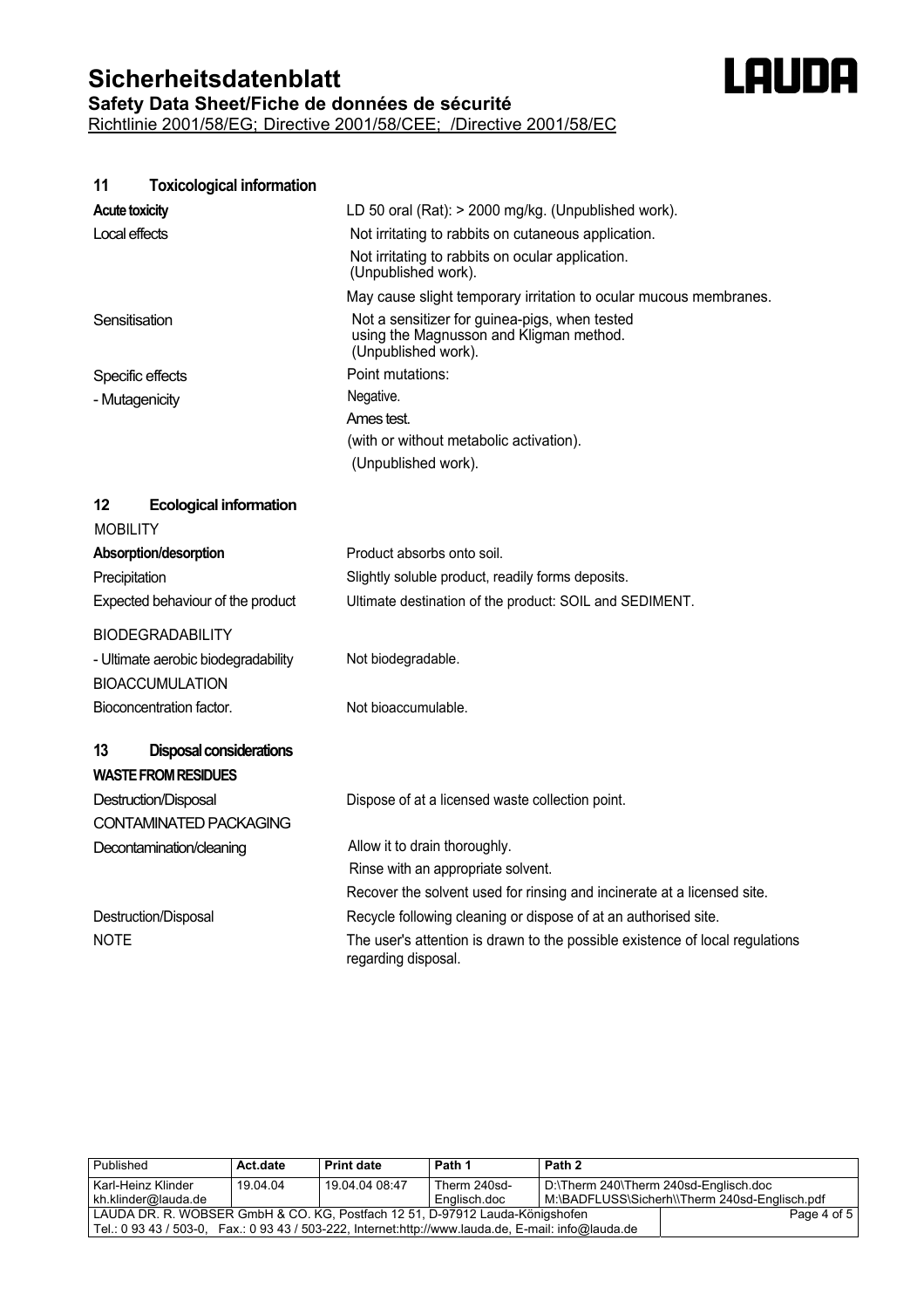## 11 Toxicological information

| | |
|---|---|
| **Acute toxicity** | LD 50 oral (Rat): > 2000 mg/kg. (Unpublished work). |
| Local effects | Not irritating to rabbits on cutaneous application. |
| | Not irritating to rabbits on ocular application. (Unpublished work). |
| | May cause slight temporary irritation to ocular mucous membranes. |
| Sensitisation | Not a sensitizer for guinea-pigs, when tested using the Magnusson and Kligman method. (Unpublished work). |
| Specific effects | Point mutations: |
| - Mutagenicity | Negative. |
| | Ames test. |
| | (with or without metabolic activation). |
| | (Unpublished work). |

## 12 Ecological information

MOBILITY

| | |
|---|---|
| **Absorption/desorption** | Product absorbs onto soil. |
| Precipitation | Slightly soluble product, readily forms deposits. |
| Expected behaviour of the product | Ultimate destination of the product: SOIL and SEDIMENT. |

BIODEGRADABILITY

| | |
|---|---|
| - Ultimate aerobic biodegradability | Not biodegradable. |

BIOACCUMULATION

| | |
|---|---|
| Bioconcentration factor. | Not bioaccumulable. |

## 13 Disposal considerations

**WASTE FROM RESIDUES**

| | |
|---|---|
| Destruction/Disposal | Dispose of at a licensed waste collection point. |

CONTAMINATED PACKAGING

| | |
|---|---|
| Decontamination/cleaning | Allow it to drain thoroughly. |
| | Rinse with an appropriate solvent. |
| | Recover the solvent used for rinsing and incinerate at a licensed site. |
| Destruction/Disposal | Recycle following cleaning or dispose of at an authorised site. |
| NOTE | The user's attention is drawn to the possible existence of local regulations regarding disposal. |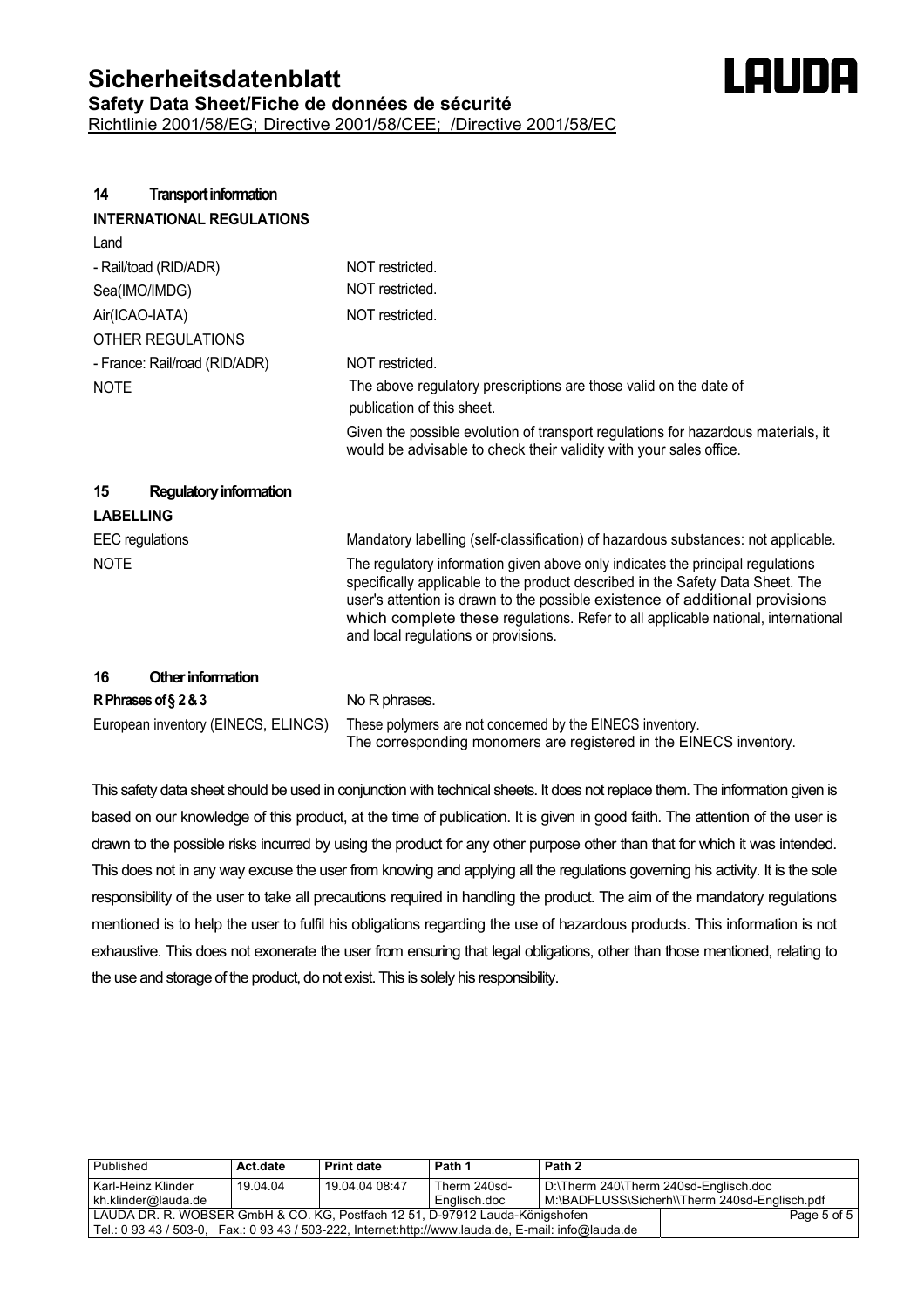## 14 Transport information

**INTERNATIONAL REGULATIONS**

| | |
|---|---|
| Land | |
| - Rail/toad (RID/ADR) | NOT restricted. |
| Sea(IMO/IMDG) | NOT restricted. |
| Air(ICAO-IATA) | NOT restricted. |
| OTHER REGULATIONS | |
| - France: Rail/road (RID/ADR) | NOT restricted. |
| NOTE | The above regulatory prescriptions are those valid on the date of publication of this sheet.<br>Given the possible evolution of transport regulations for hazardous materials, it would be advisable to check their validity with your sales office. |

## 15 Regulatory information

**LABELLING**

| | |
|---|---|
| EEC regulations | Mandatory labelling (self-classification) of hazardous substances: not applicable. |
| NOTE | The regulatory information given above only indicates the principal regulations specifically applicable to the product described in the Safety Data Sheet. The user's attention is drawn to the possible existence of additional provisions which complete these regulations. Refer to all applicable national, international and local regulations or provisions. |

## 16 Other information

| | |
|---|---|
| **R Phrases of § 2 & 3** | No R phrases. |
| European inventory (EINECS, ELINCS) | These polymers are not concerned by the EINECS inventory.<br>The corresponding monomers are registered in the EINECS inventory. |

This safety data sheet should be used in conjunction with technical sheets. It does not replace them. The information given is based on our knowledge of this product, at the time of publication. It is given in good faith. The attention of the user is drawn to the possible risks incurred by using the product for any other purpose other than that for which it was intended. This does not in any way excuse the user from knowing and applying all the regulations governing his activity. It is the sole responsibility of the user to take all precautions required in handling the product. The aim of the mandatory regulations mentioned is to help the user to fulfil his obligations regarding the use of hazardous products. This information is not exhaustive. This does not exonerate the user from ensuring that legal obligations, other than those mentioned, relating to the use and storage of the product, do not exist. This is solely his responsibility.

| Published | Act.date | Print date | Path 1 | Path 2 |
|---|---|---|---|---|
| Karl-Heinz Klinder<br>kh.klinder@lauda.de | 19.04.04 | 19.04.04 08:47 | Therm 240sd-Englisch.doc | D:\Therm 240\Therm 240sd-Englisch.doc<br>M:\BADFLUSS\Sicherh\\Therm 240sd-Englisch.pdf |

LAUDA DR. R. WOBSER GmbH & CO. KG, Postfach 12 51, D-97912 Lauda-Königshofen
Tel.: 0 93 43 / 503-0, Fax.: 0 93 43 / 503-222, Internet:http://www.lauda.de, E-mail: info@lauda.de